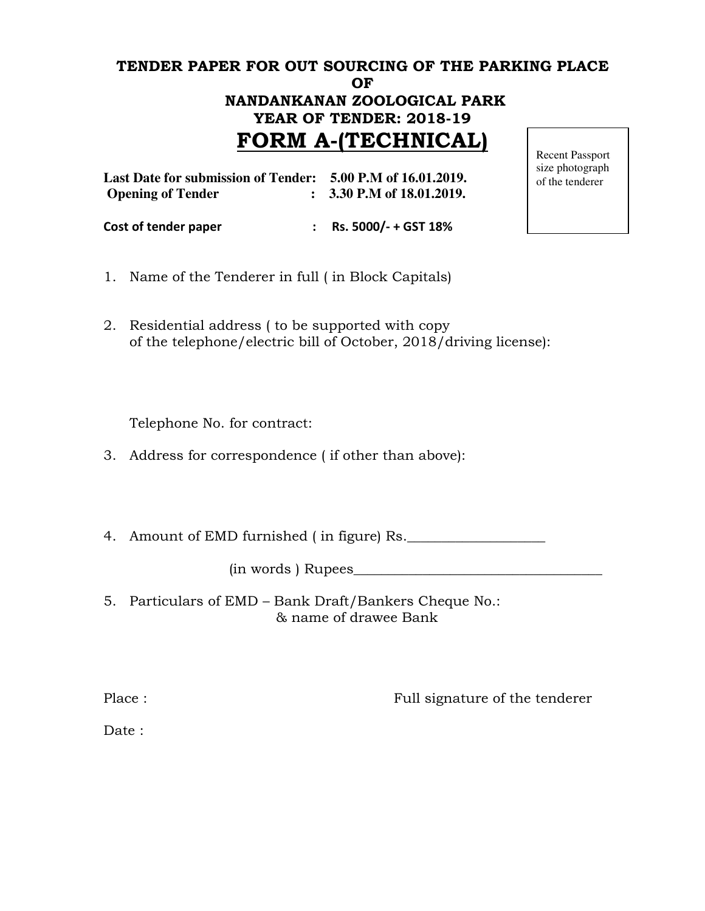# TENDER PAPER FOR OUT SOURCING OF THE PARKING PLACE OF NANDANKANAN ZOOLOGICAL PARK

## YEAR OF TENDER: 2018-19

# FORM A-(TECHNICAL)

Recent Passport size photograph of the tenderer

**Last Date for submission of Tender: 5.00 P.M of 16.01.2019.**
**Opening of Tender : 3.30 P.M of 18.01.2019.**

**Cost of tender paper : Rs. 5000/- + GST 18%**

1. Name of the Tenderer in full ( in Block Capitals)

2. Residential address ( to be supported with copy of the telephone/electric bill of October, 2018/driving license):

   Telephone No. for contract:

3. Address for correspondence ( if other than above):

4. Amount of EMD furnished ( in figure) Rs.____________________

   (in words ) Rupees____________________________________

5. Particulars of EMD – Bank Draft/Bankers Cheque No.: & name of drawee Bank

Place : Full signature of the tenderer

Date :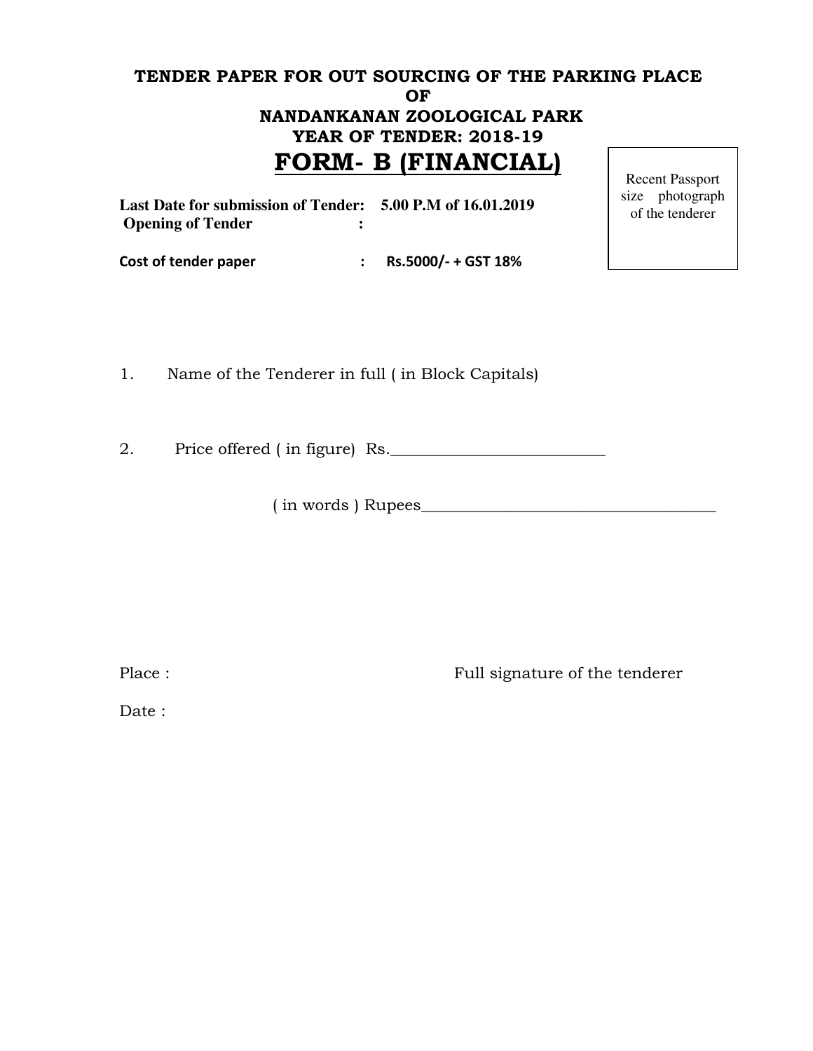**TENDER PAPER FOR OUT SOURCING OF THE PARKING PLACE**
**OF**
**NANDANKANAN ZOOLOGICAL PARK**
**YEAR OF TENDER: 2018-19**

# FORM- B (FINANCIAL)

Recent Passport size photograph of the tenderer

**Last Date for submission of Tender: 5.00 P.M of 16.01.2019**
**Opening of Tender :**

**Cost of tender paper : Rs.5000/- + GST 18%**

1. Name of the Tenderer in full ( in Block Capitals)

2. Price offered ( in figure) Rs.___________________________

( in words ) Rupees_____________________________________

Place : Full signature of the tenderer

Date :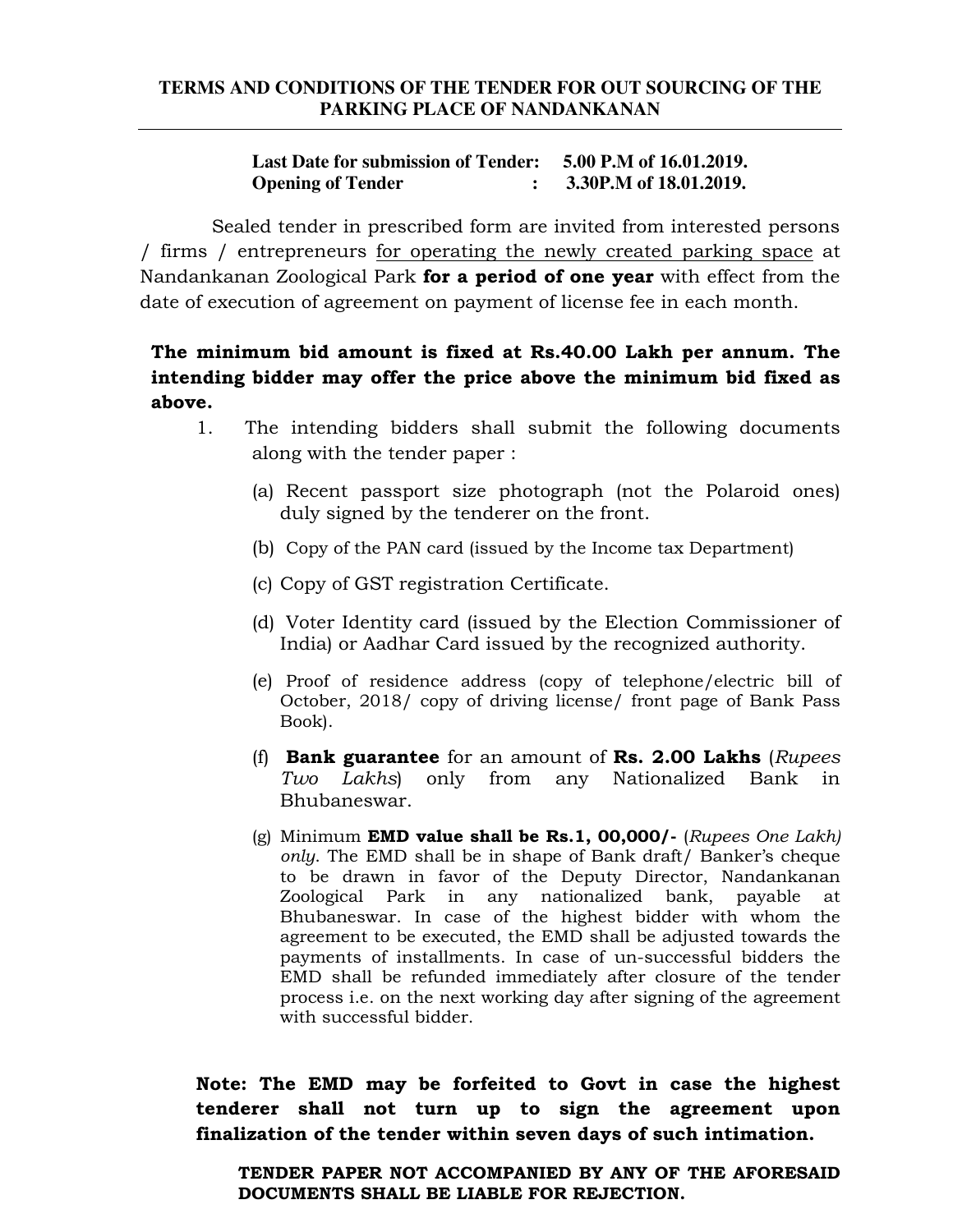# TERMS AND CONDITIONS OF THE TENDER FOR OUT SOURCING OF THE PARKING PLACE OF NANDANKANAN

**Last Date for submission of Tender: 5.00 P.M of 16.01.2019.**
**Opening of Tender : 3.30P.M of 18.01.2019.**

Sealed tender in prescribed form are invited from interested persons / firms / entrepreneurs for operating the newly created parking space at Nandankanan Zoological Park **for a period of one year** with effect from the date of execution of agreement on payment of license fee in each month.

**The minimum bid amount is fixed at Rs.40.00 Lakh per annum. The intending bidder may offer the price above the minimum bid fixed as above.**

1. The intending bidders shall submit the following documents along with the tender paper :

   (a) Recent passport size photograph (not the Polaroid ones) duly signed by the tenderer on the front.

   (b) Copy of the PAN card (issued by the Income tax Department)

   (c) Copy of GST registration Certificate.

   (d) Voter Identity card (issued by the Election Commissioner of India) or Aadhar Card issued by the recognized authority.

   (e) Proof of residence address (copy of telephone/electric bill of October, 2018/ copy of driving license/ front page of Bank Pass Book).

   (f) **Bank guarantee** for an amount of **Rs. 2.00 Lakhs** (*Rupees Two Lakhs*) only from any Nationalized Bank in Bhubaneswar.

   (g) Minimum **EMD value shall be Rs.1, 00,000/-** (*Rupees One Lakh) only*. The EMD shall be in shape of Bank draft/ Banker's cheque to be drawn in favor of the Deputy Director, Nandankanan Zoological Park in any nationalized bank, payable at Bhubaneswar. In case of the highest bidder with whom the agreement to be executed, the EMD shall be adjusted towards the payments of installments. In case of un-successful bidders the EMD shall be refunded immediately after closure of the tender process i.e. on the next working day after signing of the agreement with successful bidder.

**Note: The EMD may be forfeited to Govt in case the highest tenderer shall not turn up to sign the agreement upon finalization of the tender within seven days of such intimation.**

**TENDER PAPER NOT ACCOMPANIED BY ANY OF THE AFORESAID DOCUMENTS SHALL BE LIABLE FOR REJECTION.**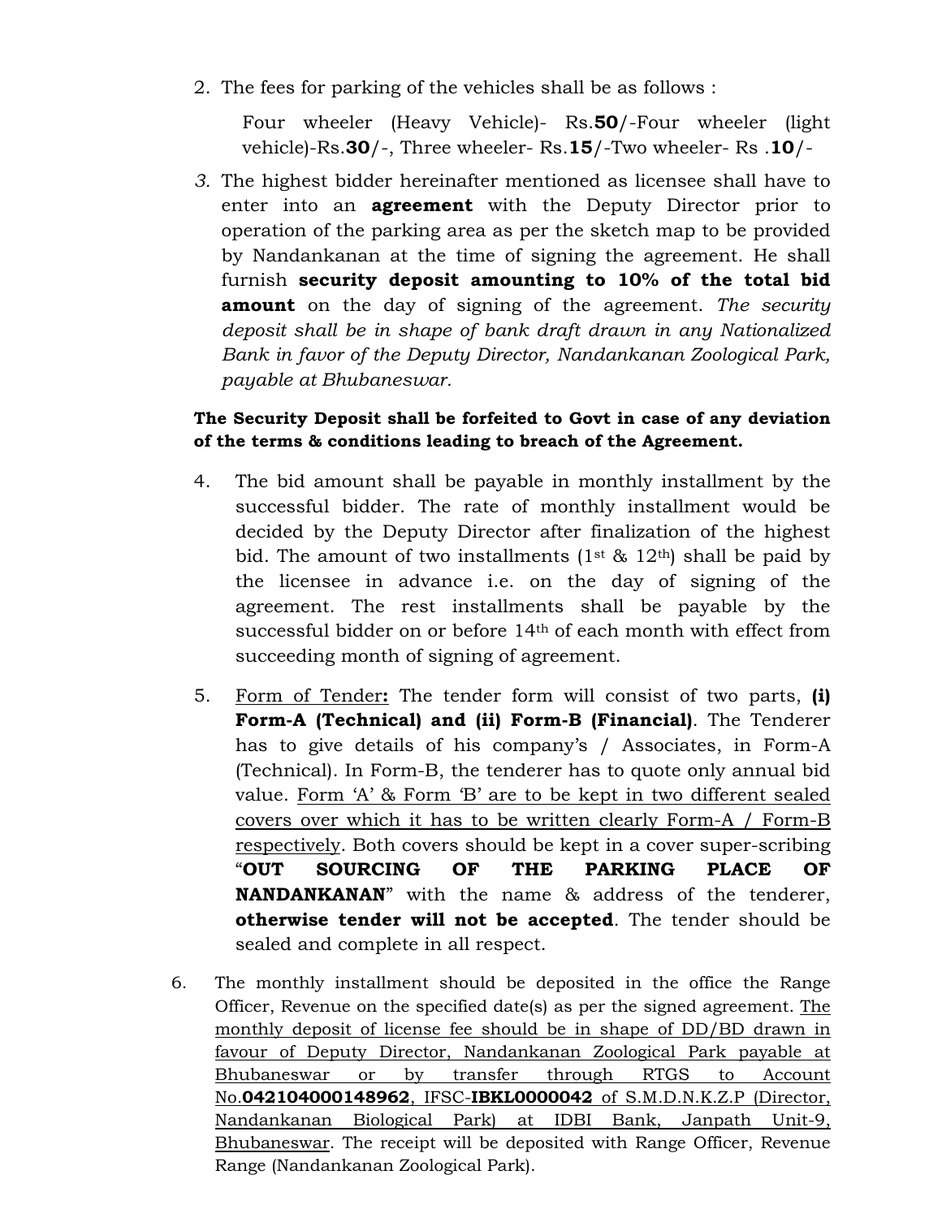2. The fees for parking of the vehicles shall be as follows :

   Four wheeler (Heavy Vehicle)- Rs.**50**/-Four wheeler (light vehicle)-Rs.**30**/-, Three wheeler- Rs.**15**/-Two wheeler- Rs .**10**/-

3. The highest bidder hereinafter mentioned as licensee shall have to enter into an **agreement** with the Deputy Director prior to operation of the parking area as per the sketch map to be provided by Nandankanan at the time of signing the agreement. He shall furnish **security deposit amounting to 10% of the total bid amount** on the day of signing of the agreement. *The security deposit shall be in shape of bank draft drawn in any Nationalized Bank in favor of the Deputy Director, Nandankanan Zoological Park, payable at Bhubaneswar.*

**The Security Deposit shall be forfeited to Govt in case of any deviation of the terms & conditions leading to breach of the Agreement.**

4. The bid amount shall be payable in monthly installment by the successful bidder. The rate of monthly installment would be decided by the Deputy Director after finalization of the highest bid. The amount of two installments (1st & 12th) shall be paid by the licensee in advance i.e. on the day of signing of the agreement. The rest installments shall be payable by the successful bidder on or before 14th of each month with effect from succeeding month of signing of agreement.

5. <u>Form of Tender</u>**:** The tender form will consist of two parts, **(i) Form-A (Technical) and (ii) Form-B (Financial)**. The Tenderer has to give details of his company's / Associates, in Form-A (Technical). In Form-B, the tenderer has to quote only annual bid value. <u>Form 'A' & Form 'B' are to be kept in two different sealed covers over which it has to be written clearly Form-A / Form-B respectively</u>. Both covers should be kept in a cover super-scribing "**OUT SOURCING OF THE PARKING PLACE OF NANDANKANAN**" with the name & address of the tenderer, **otherwise tender will not be accepted**. The tender should be sealed and complete in all respect.

6. The monthly installment should be deposited in the office the Range Officer, Revenue on the specified date(s) as per the signed agreement. <u>The monthly deposit of license fee should be in shape of DD/BD drawn in favour of Deputy Director, Nandankanan Zoological Park payable at Bhubaneswar or by transfer through RTGS to Account No.**042104000148962**, IFSC-**IBKL0000042** of S.M.D.N.K.Z.P (Director, Nandankanan Biological Park) at IDBI Bank, Janpath Unit-9, Bhubaneswar</u>. The receipt will be deposited with Range Officer, Revenue Range (Nandankanan Zoological Park).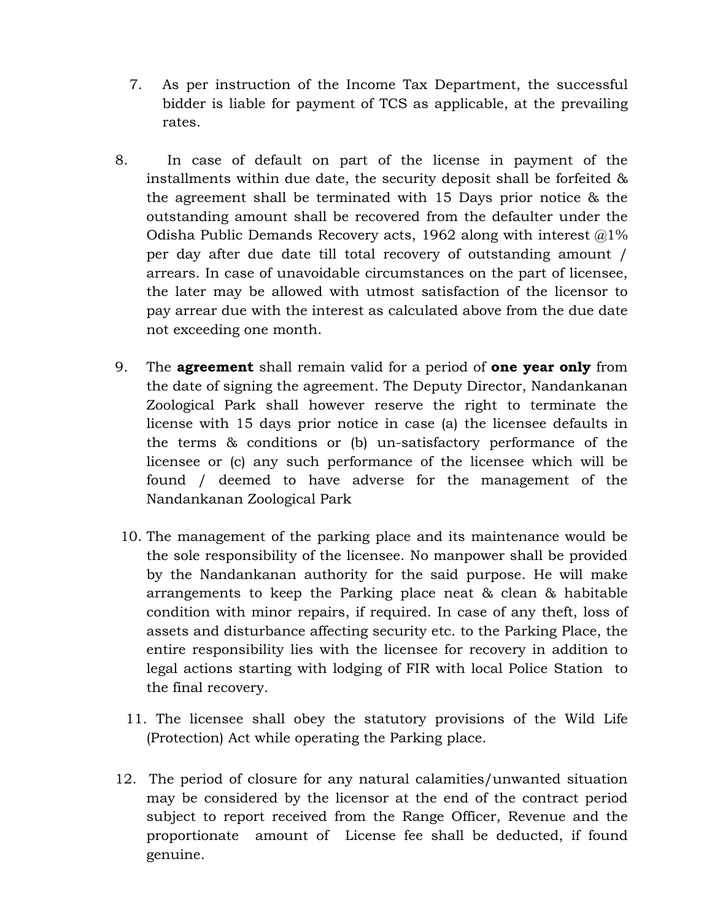7. As per instruction of the Income Tax Department, the successful bidder is liable for payment of TCS as applicable, at the prevailing rates.

8. In case of default on part of the license in payment of the installments within due date, the security deposit shall be forfeited & the agreement shall be terminated with 15 Days prior notice & the outstanding amount shall be recovered from the defaulter under the Odisha Public Demands Recovery acts, 1962 along with interest @1% per day after due date till total recovery of outstanding amount / arrears. In case of unavoidable circumstances on the part of licensee, the later may be allowed with utmost satisfaction of the licensor to pay arrear due with the interest as calculated above from the due date not exceeding one month.

9. The **agreement** shall remain valid for a period of **one year only** from the date of signing the agreement. The Deputy Director, Nandankanan Zoological Park shall however reserve the right to terminate the license with 15 days prior notice in case (a) the licensee defaults in the terms & conditions or (b) un-satisfactory performance of the licensee or (c) any such performance of the licensee which will be found / deemed to have adverse for the management of the Nandankanan Zoological Park

10. The management of the parking place and its maintenance would be the sole responsibility of the licensee. No manpower shall be provided by the Nandankanan authority for the said purpose. He will make arrangements to keep the Parking place neat & clean & habitable condition with minor repairs, if required. In case of any theft, loss of assets and disturbance affecting security etc. to the Parking Place, the entire responsibility lies with the licensee for recovery in addition to legal actions starting with lodging of FIR with local Police Station to the final recovery.

11. The licensee shall obey the statutory provisions of the Wild Life (Protection) Act while operating the Parking place.

12. The period of closure for any natural calamities/unwanted situation may be considered by the licensor at the end of the contract period subject to report received from the Range Officer, Revenue and the proportionate amount of License fee shall be deducted, if found genuine.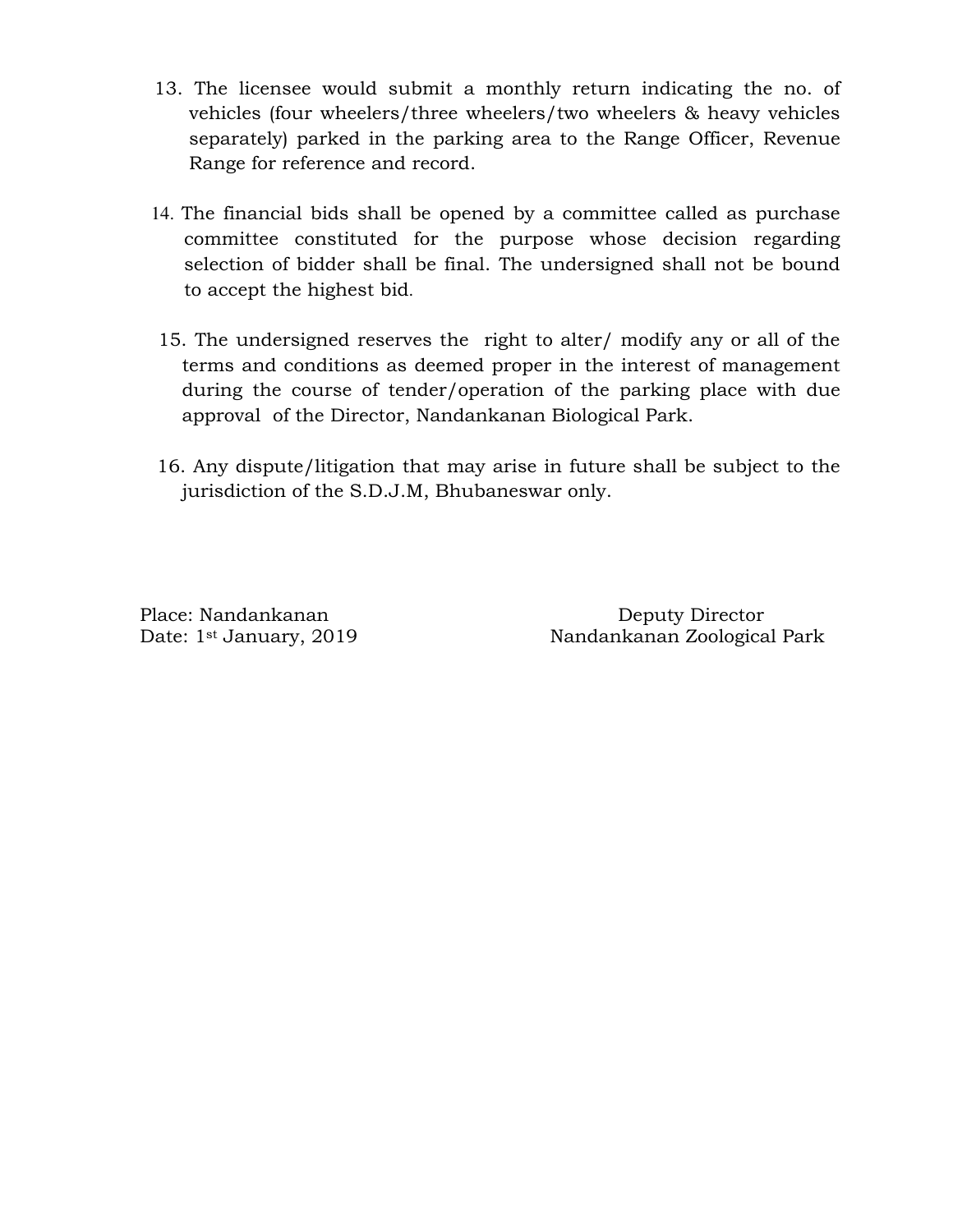13. The licensee would submit a monthly return indicating the no. of vehicles (four wheelers/three wheelers/two wheelers & heavy vehicles separately) parked in the parking area to the Range Officer, Revenue Range for reference and record.

14. The financial bids shall be opened by a committee called as purchase committee constituted for the purpose whose decision regarding selection of bidder shall be final. The undersigned shall not be bound to accept the highest bid.

15. The undersigned reserves the right to alter/ modify any or all of the terms and conditions as deemed proper in the interest of management during the course of tender/operation of the parking place with due approval of the Director, Nandankanan Biological Park.

16. Any dispute/litigation that may arise in future shall be subject to the jurisdiction of the S.D.J.M, Bhubaneswar only.

Place: Nandankanan
Date: 1st January, 2019

Deputy Director
Nandankanan Zoological Park